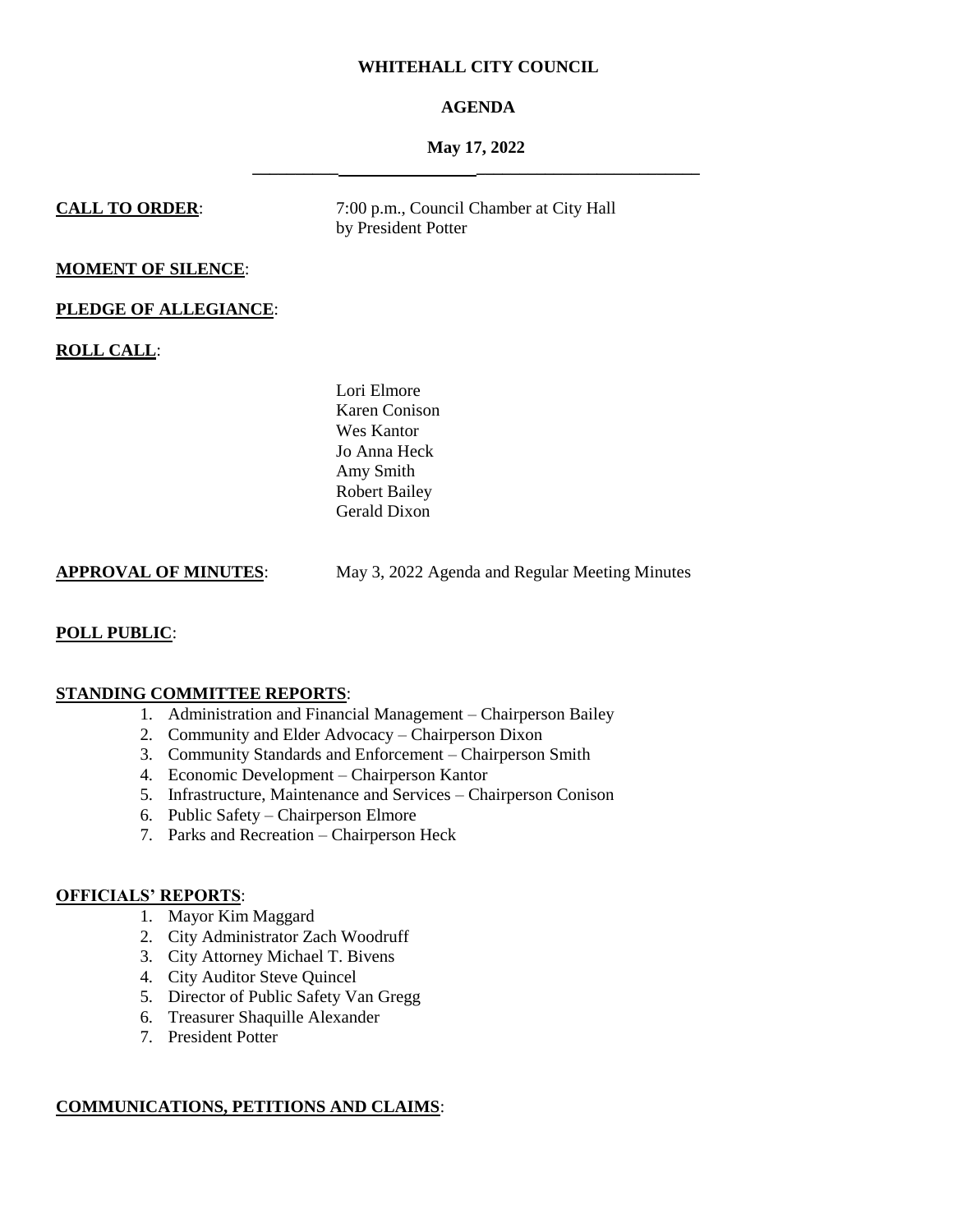# WHITEHALL CITY COUNCIL

## AGENDA

### May 17, 2022

---

**CALL TO ORDER**: 7:00 p.m., Council Chamber at City Hall by President Potter

**MOMENT OF SILENCE**:

**PLEDGE OF ALLEGIANCE**:

**ROLL CALL**:

Lori Elmore
Karen Conison
Wes Kantor
Jo Anna Heck
Amy Smith
Robert Bailey
Gerald Dixon

**APPROVAL OF MINUTES**: May 3, 2022 Agenda and Regular Meeting Minutes

**POLL PUBLIC**:

**STANDING COMMITTEE REPORTS**:

1. Administration and Financial Management – Chairperson Bailey
2. Community and Elder Advocacy – Chairperson Dixon
3. Community Standards and Enforcement – Chairperson Smith
4. Economic Development – Chairperson Kantor
5. Infrastructure, Maintenance and Services – Chairperson Conison
6. Public Safety – Chairperson Elmore
7. Parks and Recreation – Chairperson Heck

**OFFICIALS' REPORTS**:

1. Mayor Kim Maggard
2. City Administrator Zach Woodruff
3. City Attorney Michael T. Bivens
4. City Auditor Steve Quincel
5. Director of Public Safety Van Gregg
6. Treasurer Shaquille Alexander
7. President Potter

**COMMUNICATIONS, PETITIONS AND CLAIMS**: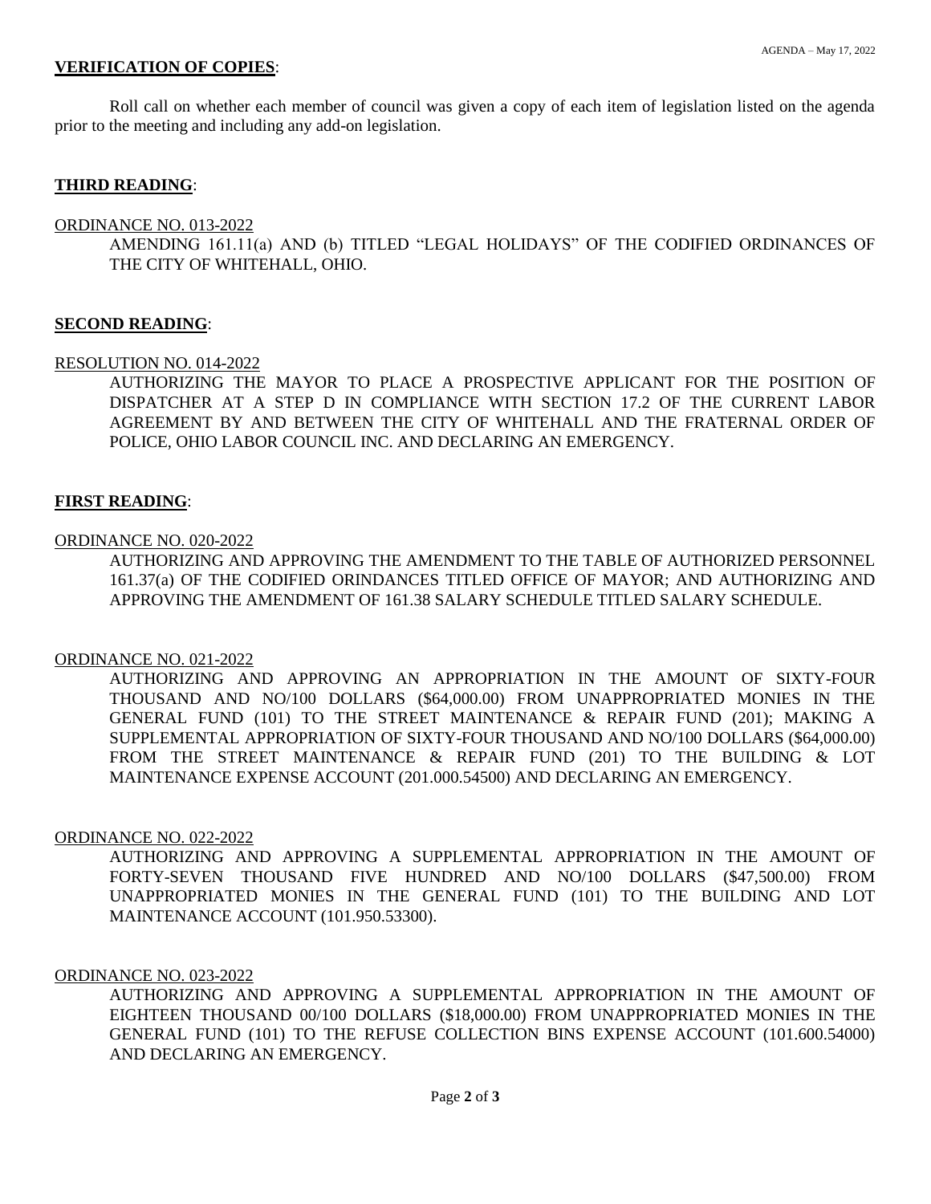**VERIFICATION OF COPIES**:

Roll call on whether each member of council was given a copy of each item of legislation listed on the agenda prior to the meeting and including any add-on legislation.

**THIRD READING**:

ORDINANCE NO. 013-2022

AMENDING 161.11(a) AND (b) TITLED "LEGAL HOLIDAYS" OF THE CODIFIED ORDINANCES OF THE CITY OF WHITEHALL, OHIO.

**SECOND READING**:

RESOLUTION NO. 014-2022

AUTHORIZING THE MAYOR TO PLACE A PROSPECTIVE APPLICANT FOR THE POSITION OF DISPATCHER AT A STEP D IN COMPLIANCE WITH SECTION 17.2 OF THE CURRENT LABOR AGREEMENT BY AND BETWEEN THE CITY OF WHITEHALL AND THE FRATERNAL ORDER OF POLICE, OHIO LABOR COUNCIL INC. AND DECLARING AN EMERGENCY.

**FIRST READING**:

ORDINANCE NO. 020-2022

AUTHORIZING AND APPROVING THE AMENDMENT TO THE TABLE OF AUTHORIZED PERSONNEL 161.37(a) OF THE CODIFIED ORINDANCES TITLED OFFICE OF MAYOR; AND AUTHORIZING AND APPROVING THE AMENDMENT OF 161.38 SALARY SCHEDULE TITLED SALARY SCHEDULE.

ORDINANCE NO. 021-2022

AUTHORIZING AND APPROVING AN APPROPRIATION IN THE AMOUNT OF SIXTY-FOUR THOUSAND AND NO/100 DOLLARS ($64,000.00) FROM UNAPPROPRIATED MONIES IN THE GENERAL FUND (101) TO THE STREET MAINTENANCE & REPAIR FUND (201); MAKING A SUPPLEMENTAL APPROPRIATION OF SIXTY-FOUR THOUSAND AND NO/100 DOLLARS ($64,000.00) FROM THE STREET MAINTENANCE & REPAIR FUND (201) TO THE BUILDING & LOT MAINTENANCE EXPENSE ACCOUNT (201.000.54500) AND DECLARING AN EMERGENCY.

ORDINANCE NO. 022-2022

AUTHORIZING AND APPROVING A SUPPLEMENTAL APPROPRIATION IN THE AMOUNT OF FORTY-SEVEN THOUSAND FIVE HUNDRED AND NO/100 DOLLARS ($47,500.00) FROM UNAPPROPRIATED MONIES IN THE GENERAL FUND (101) TO THE BUILDING AND LOT MAINTENANCE ACCOUNT (101.950.53300).

ORDINANCE NO. 023-2022

AUTHORIZING AND APPROVING A SUPPLEMENTAL APPROPRIATION IN THE AMOUNT OF EIGHTEEN THOUSAND 00/100 DOLLARS ($18,000.00) FROM UNAPPROPRIATED MONIES IN THE GENERAL FUND (101) TO THE REFUSE COLLECTION BINS EXPENSE ACCOUNT (101.600.54000) AND DECLARING AN EMERGENCY.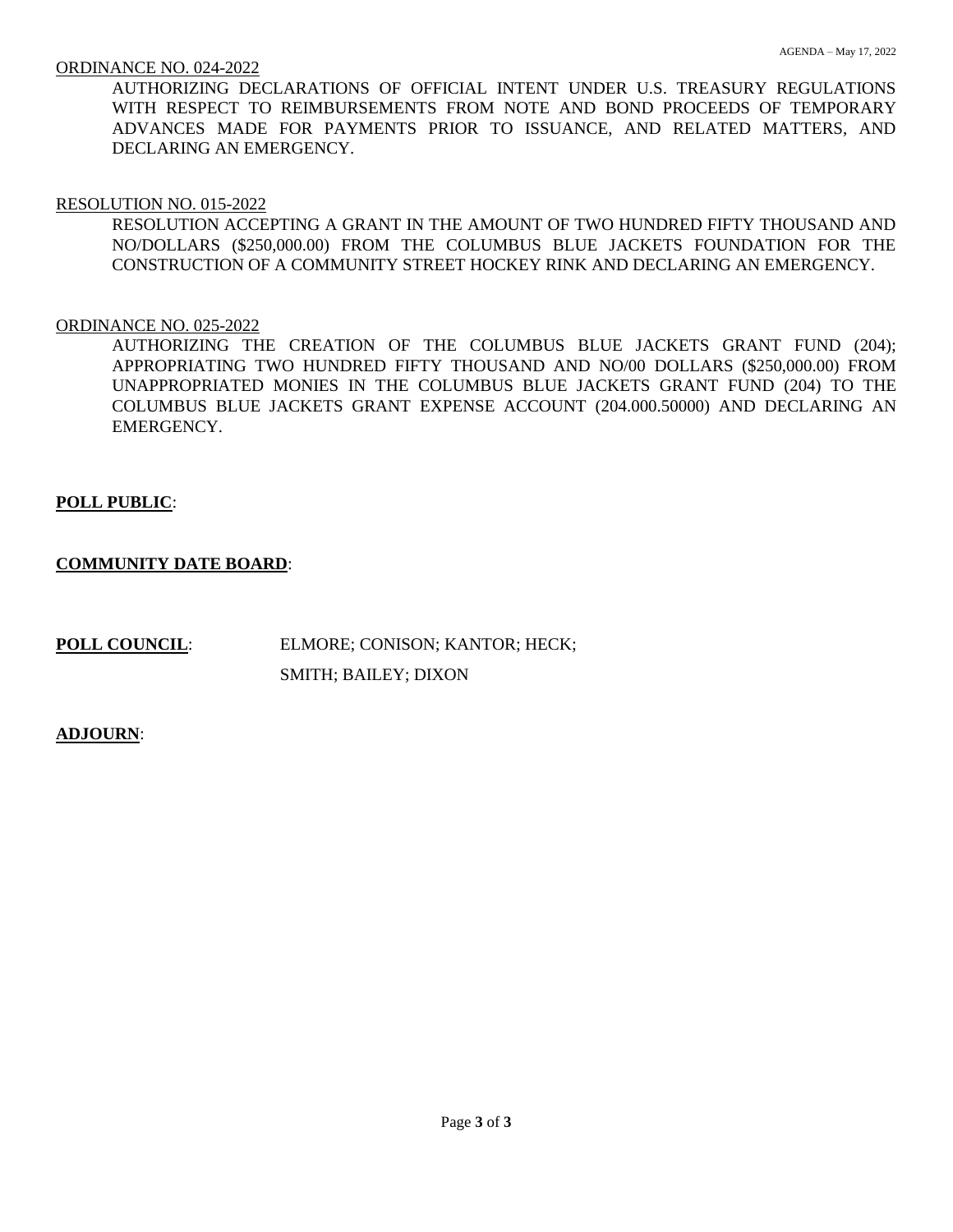ORDINANCE NO. 024-2022

AUTHORIZING DECLARATIONS OF OFFICIAL INTENT UNDER U.S. TREASURY REGULATIONS WITH RESPECT TO REIMBURSEMENTS FROM NOTE AND BOND PROCEEDS OF TEMPORARY ADVANCES MADE FOR PAYMENTS PRIOR TO ISSUANCE, AND RELATED MATTERS, AND DECLARING AN EMERGENCY.

RESOLUTION NO. 015-2022

RESOLUTION ACCEPTING A GRANT IN THE AMOUNT OF TWO HUNDRED FIFTY THOUSAND AND NO/DOLLARS ($250,000.00) FROM THE COLUMBUS BLUE JACKETS FOUNDATION FOR THE CONSTRUCTION OF A COMMUNITY STREET HOCKEY RINK AND DECLARING AN EMERGENCY.

ORDINANCE NO. 025-2022

AUTHORIZING THE CREATION OF THE COLUMBUS BLUE JACKETS GRANT FUND (204); APPROPRIATING TWO HUNDRED FIFTY THOUSAND AND NO/00 DOLLARS ($250,000.00) FROM UNAPPROPRIATED MONIES IN THE COLUMBUS BLUE JACKETS GRANT FUND (204) TO THE COLUMBUS BLUE JACKETS GRANT EXPENSE ACCOUNT (204.000.50000) AND DECLARING AN EMERGENCY.

**POLL PUBLIC**:

**COMMUNITY DATE BOARD**:

**POLL COUNCIL**: ELMORE; CONISON; KANTOR; HECK; SMITH; BAILEY; DIXON

**ADJOURN**: